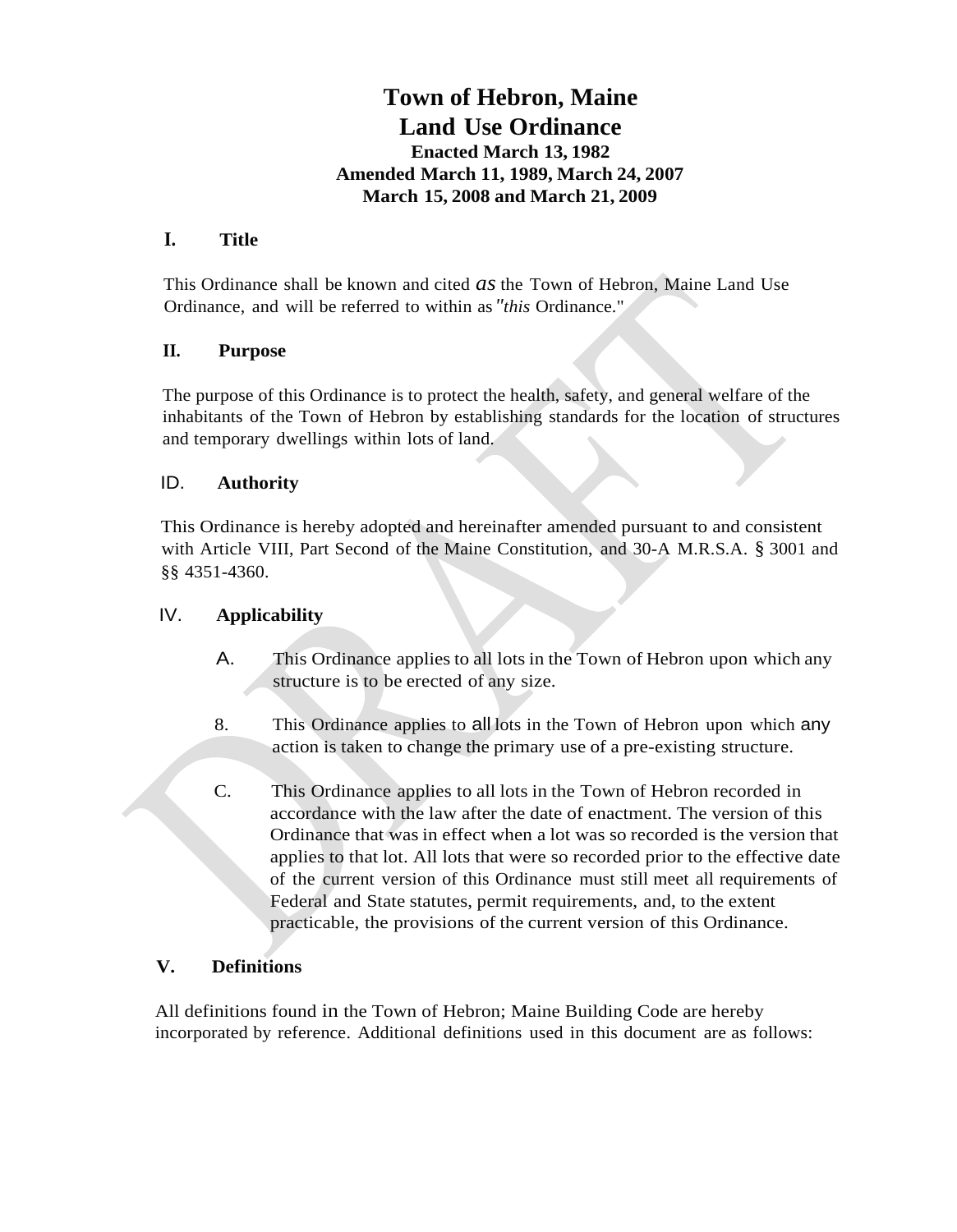# Town of Hebron, Maine
# Land Use Ordinance

**Enacted March 13, 1982**
**Amended March 11, 1989, March 24, 2007**
**March 15, 2008 and March 21, 2009**

## I. Title

This Ordinance shall be known and cited *as* the Town of Hebron, Maine Land Use Ordinance, and will be referred to within as "*this* Ordinance."

## II. Purpose

The purpose of this Ordinance is to protect the health, safety, and general welfare of the inhabitants of the Town of Hebron by establishing standards for the location of structures and temporary dwellings within lots of land.

## ID. Authority

This Ordinance is hereby adopted and hereinafter amended pursuant to and consistent with Article VIII, Part Second of the Maine Constitution, and 30-A M.R.S.A. § 3001 and §§ 4351-4360.

## IV. Applicability

A. This Ordinance applies to all lots in the Town of Hebron upon which any structure is to be erected of any size.

8. This Ordinance applies to all lots in the Town of Hebron upon which any action is taken to change the primary use of a pre-existing structure.

C. This Ordinance applies to all lots in the Town of Hebron recorded in accordance with the law after the date of enactment. The version of this Ordinance that was in effect when a lot was so recorded is the version that applies to that lot. All lots that were so recorded prior to the effective date of the current version of this Ordinance must still meet all requirements of Federal and State statutes, permit requirements, and, to the extent practicable, the provisions of the current version of this Ordinance.

## V. Definitions

All definitions found in the Town of Hebron; Maine Building Code are hereby incorporated by reference. Additional definitions used in this document are as follows: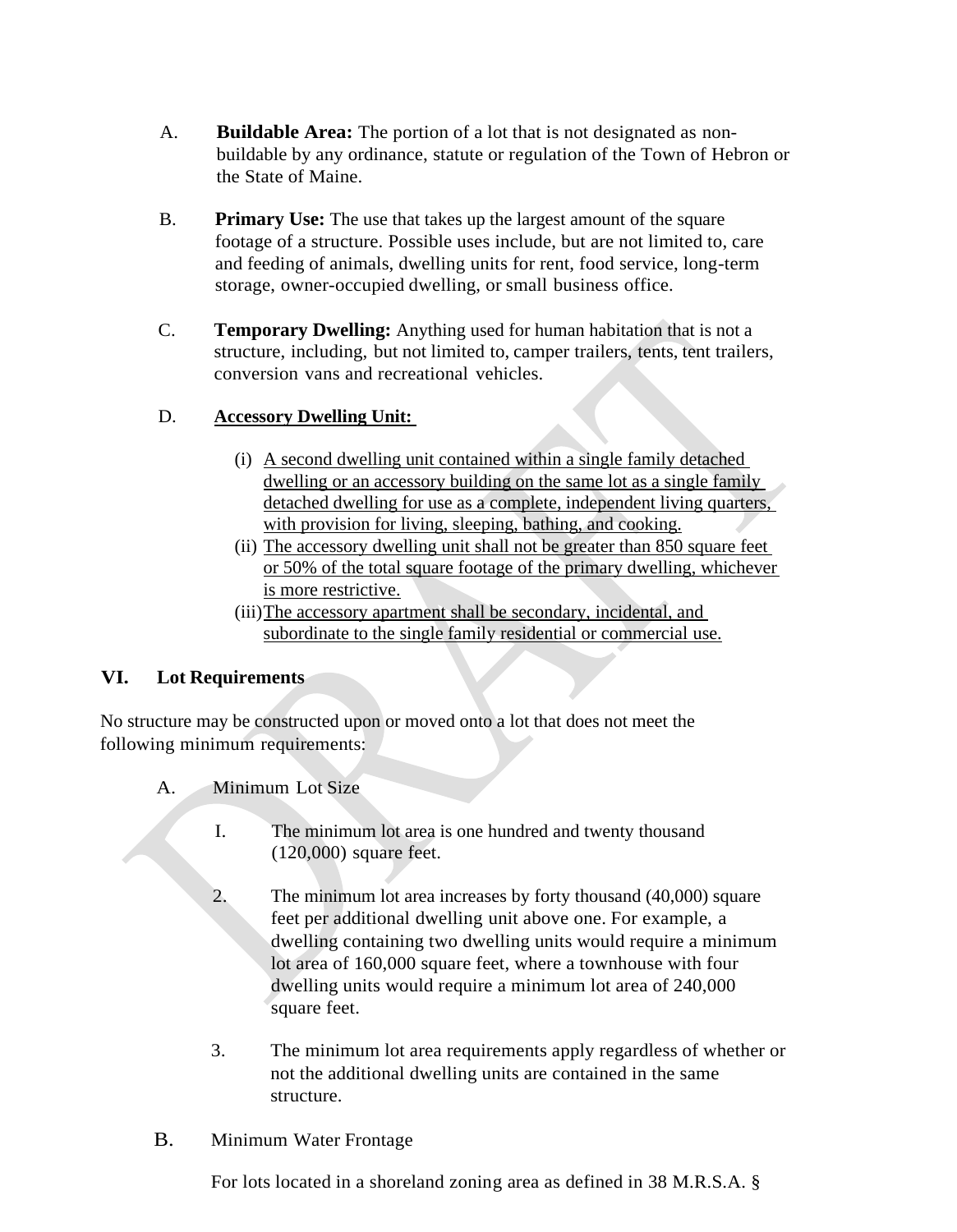A. **Buildable Area:** The portion of a lot that is not designated as non-buildable by any ordinance, statute or regulation of the Town of Hebron or the State of Maine.

B. **Primary Use:** The use that takes up the largest amount of the square footage of a structure. Possible uses include, but are not limited to, care and feeding of animals, dwelling units for rent, food service, long-term storage, owner-occupied dwelling, or small business office.

C. **Temporary Dwelling:** Anything used for human habitation that is not a structure, including, but not limited to, camper trailers, tents, tent trailers, conversion vans and recreational vehicles.

D. <u>**Accessory Dwelling Unit:**</u>

   (i) <u>A second dwelling unit contained within a single family detached dwelling or an accessory building on the same lot as a single family detached dwelling for use as a complete, independent living quarters, with provision for living, sleeping, bathing, and cooking.</u>

   (ii) <u>The accessory dwelling unit shall not be greater than 850 square feet or 50% of the total square footage of the primary dwelling, whichever is more restrictive.</u>

   (iii) <u>The accessory apartment shall be secondary, incidental, and subordinate to the single family residential or commercial use.</u>

## VI. Lot Requirements

No structure may be constructed upon or moved onto a lot that does not meet the following minimum requirements:

A. Minimum Lot Size

   I. The minimum lot area is one hundred and twenty thousand (120,000) square feet.

   2. The minimum lot area increases by forty thousand (40,000) square feet per additional dwelling unit above one. For example, a dwelling containing two dwelling units would require a minimum lot area of 160,000 square feet, where a townhouse with four dwelling units would require a minimum lot area of 240,000 square feet.

   3. The minimum lot area requirements apply regardless of whether or not the additional dwelling units are contained in the same structure.

B. Minimum Water Frontage

For lots located in a shoreland zoning area as defined in 38 M.R.S.A. §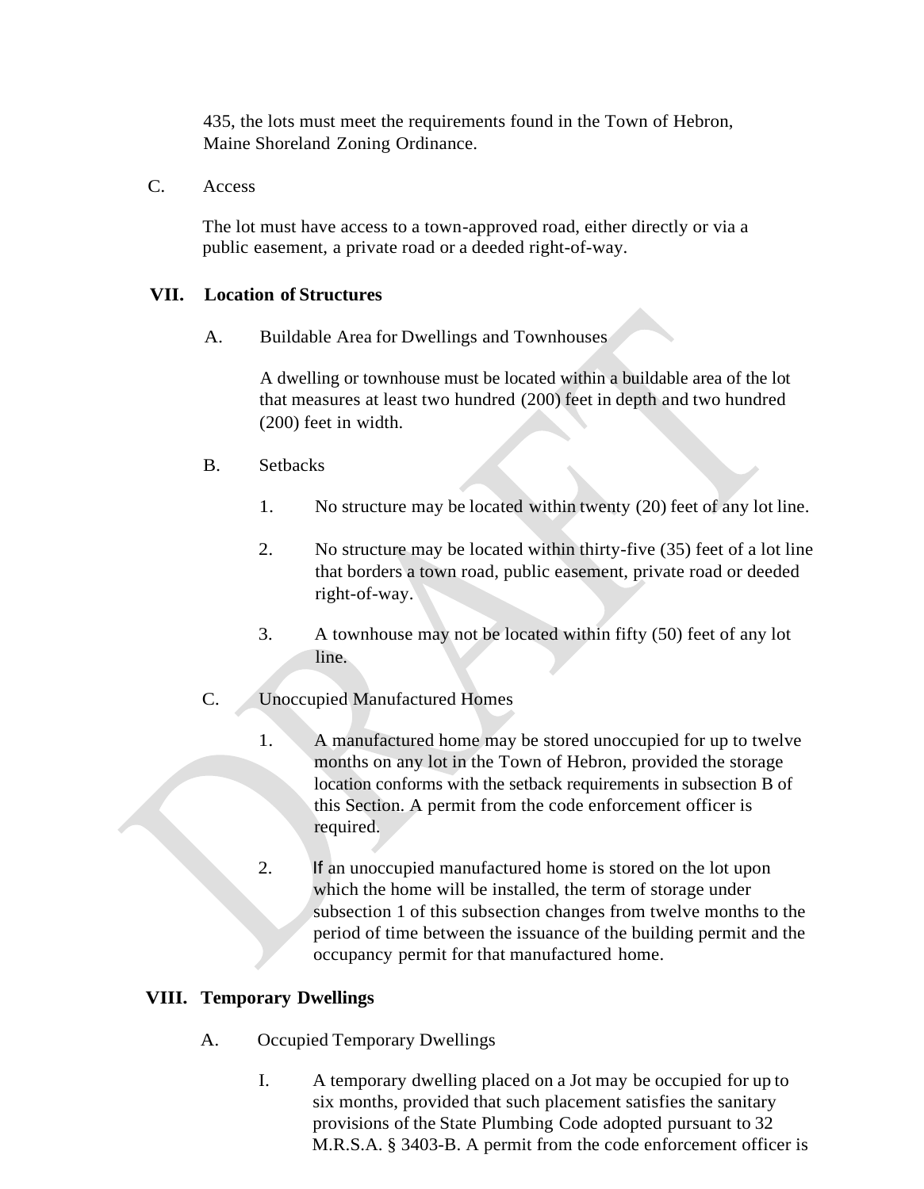435, the lots must meet the requirements found in the Town of Hebron, Maine Shoreland Zoning Ordinance.

C. Access

The lot must have access to a town-approved road, either directly or via a public easement, a private road or a deeded right-of-way.

## VII. Location of Structures

A. Buildable Area for Dwellings and Townhouses

A dwelling or townhouse must be located within a buildable area of the lot that measures at least two hundred (200) feet in depth and two hundred (200) feet in width.

B. Setbacks

1. No structure may be located within twenty (20) feet of any lot line.

2. No structure may be located within thirty-five (35) feet of a lot line that borders a town road, public easement, private road or deeded right-of-way.

3. A townhouse may not be located within fifty (50) feet of any lot line.

C. Unoccupied Manufactured Homes

1. A manufactured home may be stored unoccupied for up to twelve months on any lot in the Town of Hebron, provided the storage location conforms with the setback requirements in subsection B of this Section. A permit from the code enforcement officer is required.

2. If an unoccupied manufactured home is stored on the lot upon which the home will be installed, the term of storage under subsection 1 of this subsection changes from twelve months to the period of time between the issuance of the building permit and the occupancy permit for that manufactured home.

## VIII. Temporary Dwellings

A. Occupied Temporary Dwellings

I. A temporary dwelling placed on a Jot may be occupied for up to six months, provided that such placement satisfies the sanitary provisions of the State Plumbing Code adopted pursuant to 32 M.R.S.A. § 3403-B. A permit from the code enforcement officer is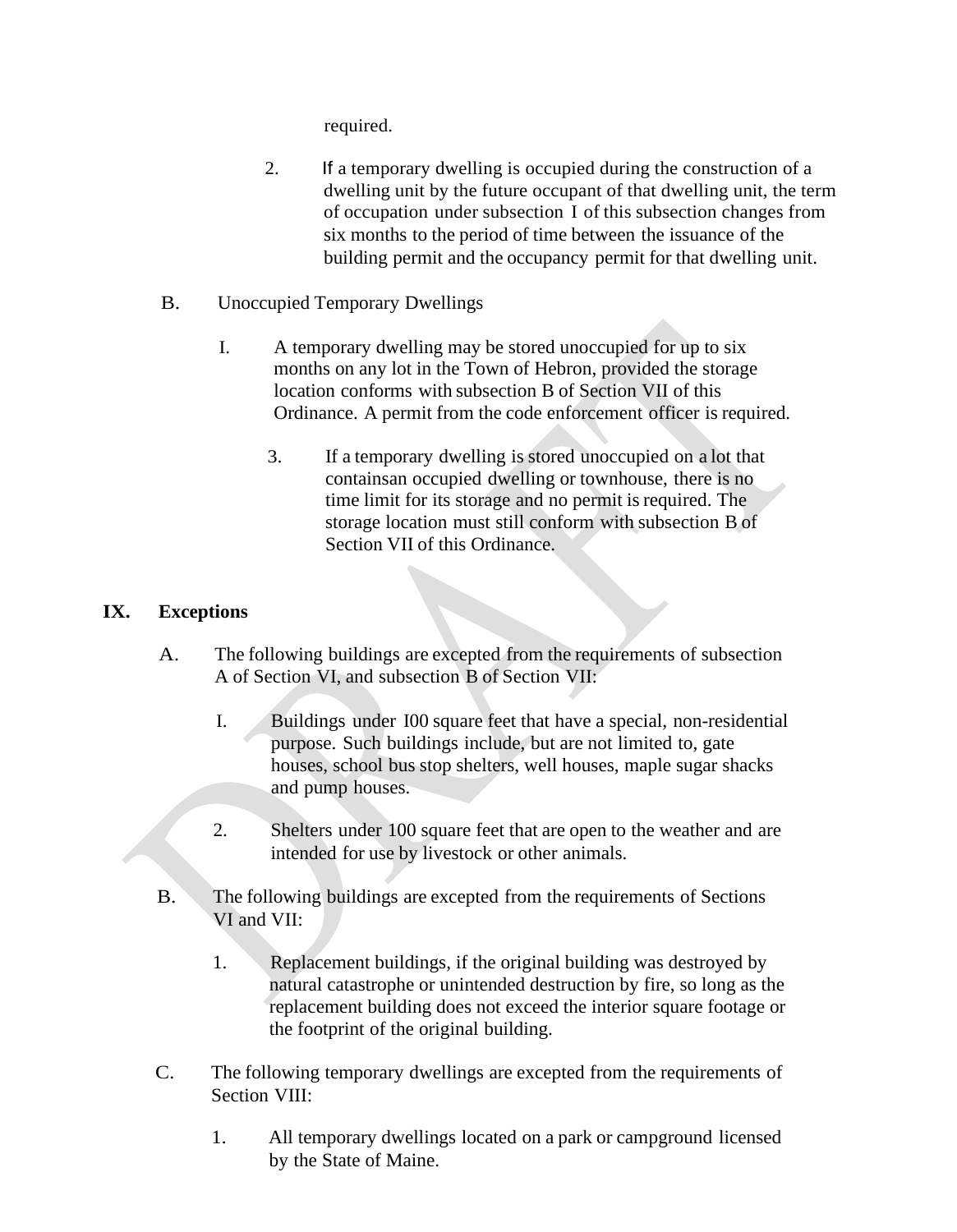required.

2. If a temporary dwelling is occupied during the construction of a dwelling unit by the future occupant of that dwelling unit, the term of occupation under subsection I of this subsection changes from six months to the period of time between the issuance of the building permit and the occupancy permit for that dwelling unit.

B. Unoccupied Temporary Dwellings

I. A temporary dwelling may be stored unoccupied for up to six months on any lot in the Town of Hebron, provided the storage location conforms with subsection B of Section VII of this Ordinance. A permit from the code enforcement officer is required.

3. If a temporary dwelling is stored unoccupied on a lot that containsan occupied dwelling or townhouse, there is no time limit for its storage and no permit is required. The storage location must still conform with subsection B of Section VII of this Ordinance.

## IX. Exceptions

A. The following buildings are excepted from the requirements of subsection A of Section VI, and subsection B of Section VII:

I. Buildings under I00 square feet that have a special, non-residential purpose. Such buildings include, but are not limited to, gate houses, school bus stop shelters, well houses, maple sugar shacks and pump houses.

2. Shelters under 100 square feet that are open to the weather and are intended for use by livestock or other animals.

B. The following buildings are excepted from the requirements of Sections VI and VII:

1. Replacement buildings, if the original building was destroyed by natural catastrophe or unintended destruction by fire, so long as the replacement building does not exceed the interior square footage or the footprint of the original building.

C. The following temporary dwellings are excepted from the requirements of Section VIII:

1. All temporary dwellings located on a park or campground licensed by the State of Maine.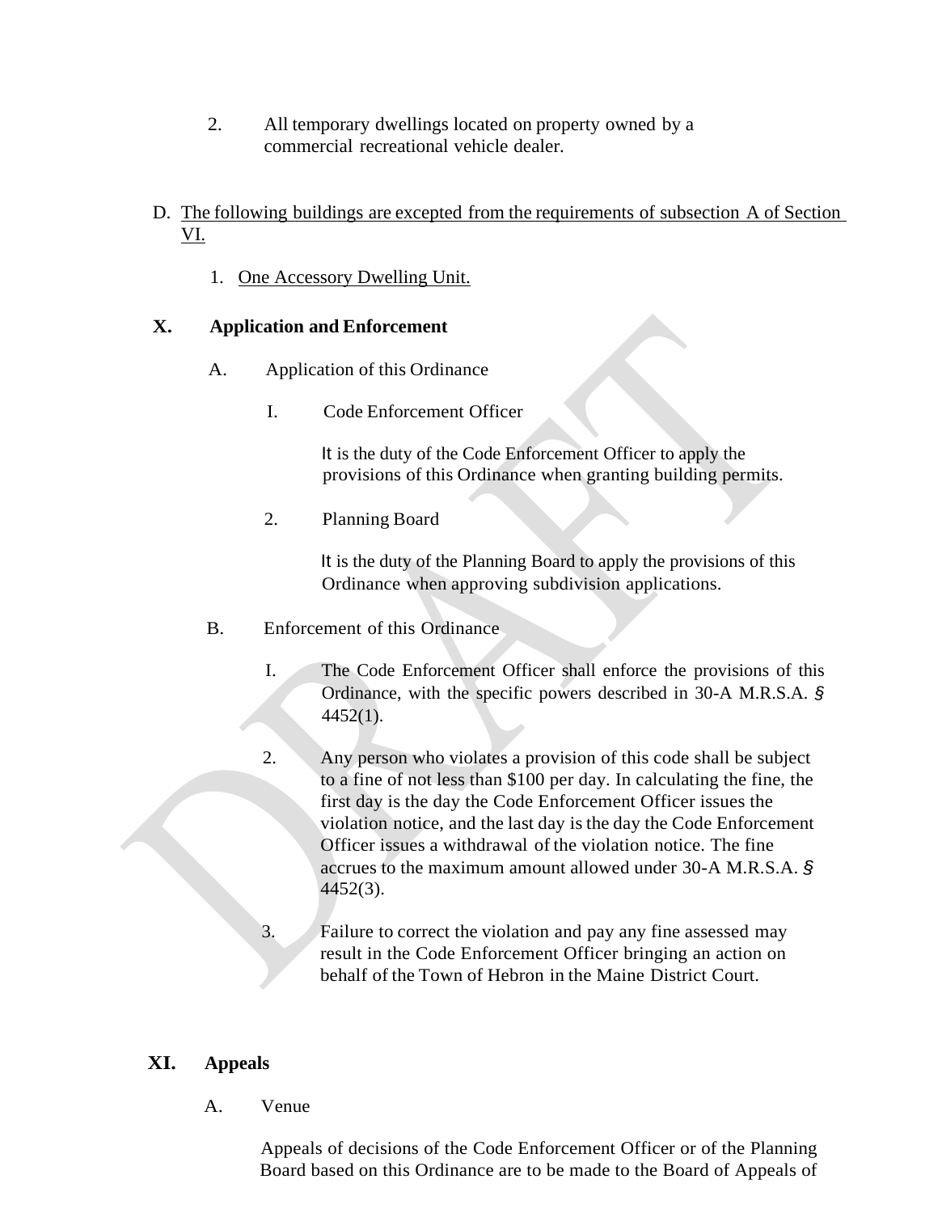2. All temporary dwellings located on property owned by a commercial recreational vehicle dealer.

D. <u>The following buildings are excepted from the requirements of subsection A of Section VI.</u>

   1. <u>One Accessory Dwelling Unit.</u>

## X. Application and Enforcement

A. Application of this Ordinance

   I. Code Enforcement Officer

      It is the duty of the Code Enforcement Officer to apply the provisions of this Ordinance when granting building permits.

   2. Planning Board

      It is the duty of the Planning Board to apply the provisions of this Ordinance when approving subdivision applications.

B. Enforcement of this Ordinance

   I. The Code Enforcement Officer shall enforce the provisions of this Ordinance, with the specific powers described in 30-A M.R.S.A. § 4452(1).

   2. Any person who violates a provision of this code shall be subject to a fine of not less than $100 per day. In calculating the fine, the first day is the day the Code Enforcement Officer issues the violation notice, and the last day is the day the Code Enforcement Officer issues a withdrawal of the violation notice. The fine accrues to the maximum amount allowed under 30-A M.R.S.A. § 4452(3).

   3. Failure to correct the violation and pay any fine assessed may result in the Code Enforcement Officer bringing an action on behalf of the Town of Hebron in the Maine District Court.

## XI. Appeals

A. Venue

   Appeals of decisions of the Code Enforcement Officer or of the Planning Board based on this Ordinance are to be made to the Board of Appeals of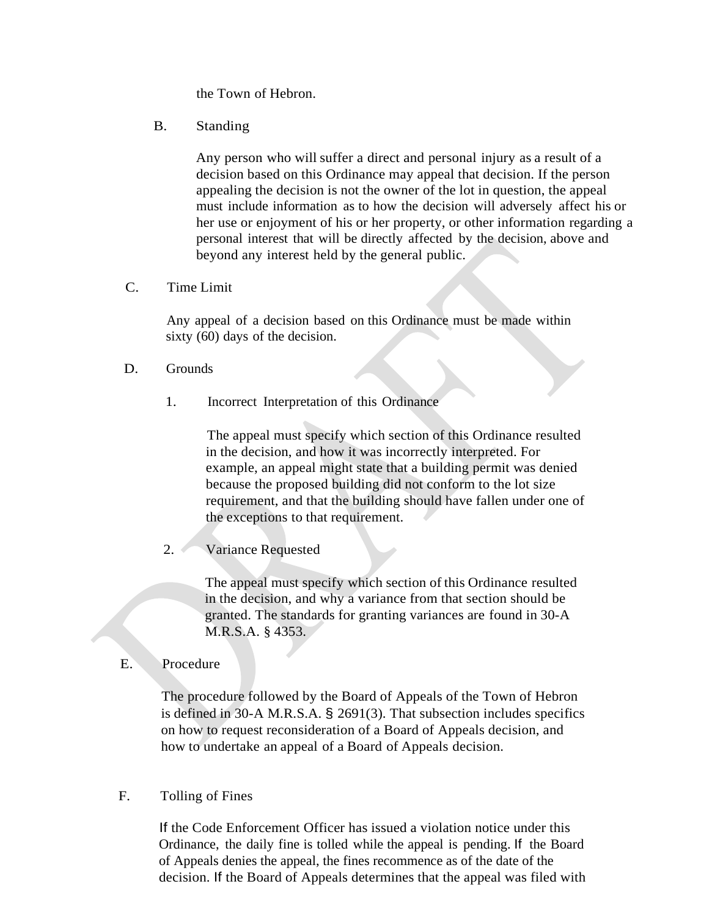the Town of Hebron.

B. Standing

Any person who will suffer a direct and personal injury as a result of a decision based on this Ordinance may appeal that decision. If the person appealing the decision is not the owner of the lot in question, the appeal must include information as to how the decision will adversely affect his or her use or enjoyment of his or her property, or other information regarding a personal interest that will be directly affected by the decision, above and beyond any interest held by the general public.

C. Time Limit

Any appeal of a decision based on this Ordinance must be made within sixty (60) days of the decision.

D. Grounds

1. Incorrect Interpretation of this Ordinance

The appeal must specify which section of this Ordinance resulted in the decision, and how it was incorrectly interpreted. For example, an appeal might state that a building permit was denied because the proposed building did not conform to the lot size requirement, and that the building should have fallen under one of the exceptions to that requirement.

2. Variance Requested

The appeal must specify which section of this Ordinance resulted in the decision, and why a variance from that section should be granted. The standards for granting variances are found in 30-A M.R.S.A. § 4353.

E. Procedure

The procedure followed by the Board of Appeals of the Town of Hebron is defined in 30-A M.R.S.A. § 2691(3). That subsection includes specifics on how to request reconsideration of a Board of Appeals decision, and how to undertake an appeal of a Board of Appeals decision.

F. Tolling of Fines

If the Code Enforcement Officer has issued a violation notice under this Ordinance, the daily fine is tolled while the appeal is pending. If the Board of Appeals denies the appeal, the fines recommence as of the date of the decision. If the Board of Appeals determines that the appeal was filed with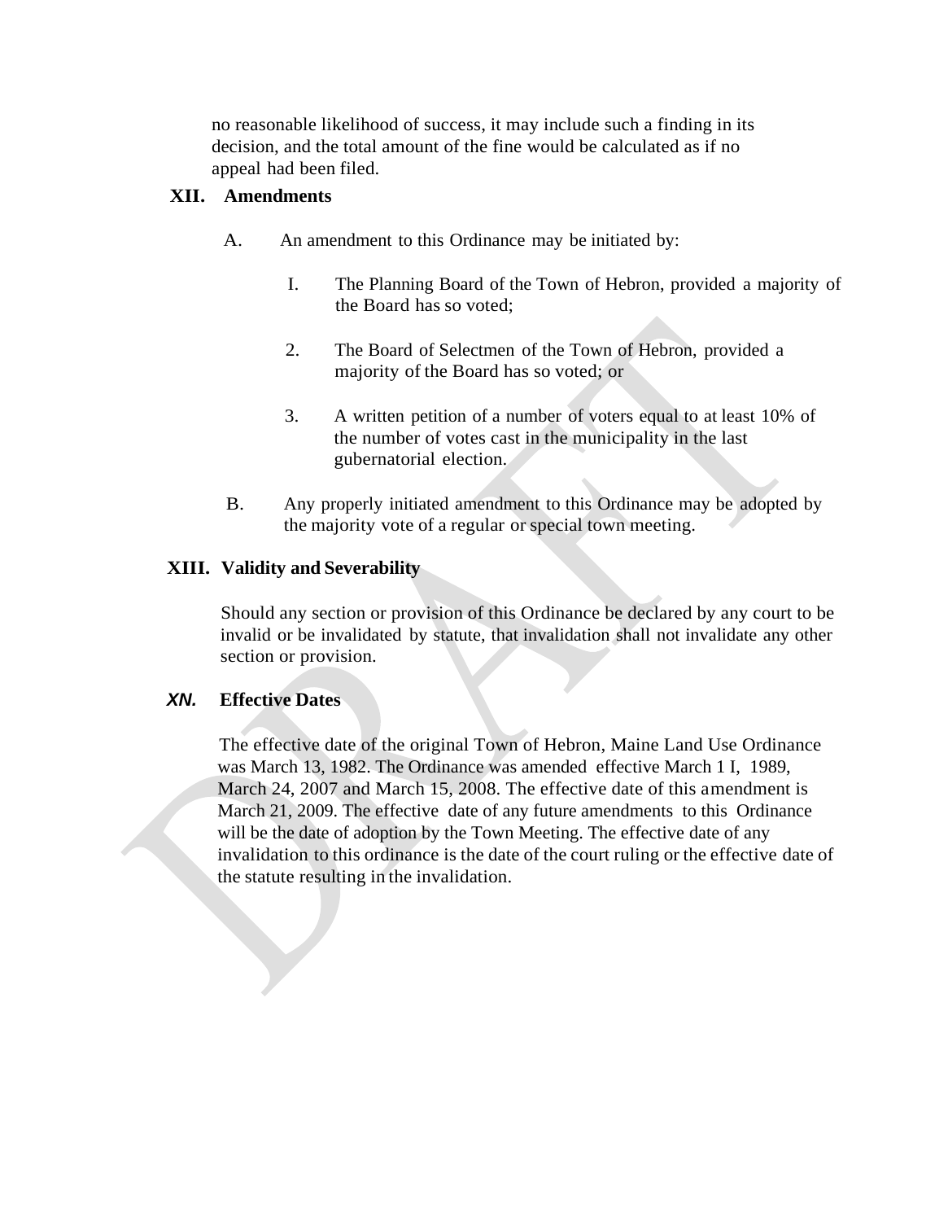no reasonable likelihood of success, it may include such a finding in its decision, and the total amount of the fine would be calculated as if no appeal had been filed.

## XII. Amendments

A. An amendment to this Ordinance may be initiated by:

I. The Planning Board of the Town of Hebron, provided a majority of the Board has so voted;

2. The Board of Selectmen of the Town of Hebron, provided a majority of the Board has so voted; or

3. A written petition of a number of voters equal to at least 10% of the number of votes cast in the municipality in the last gubernatorial election.

B. Any properly initiated amendment to this Ordinance may be adopted by the majority vote of a regular or special town meeting.

## XIII. Validity and Severability

Should any section or provision of this Ordinance be declared by any court to be invalid or be invalidated by statute, that invalidation shall not invalidate any other section or provision.

## XN. Effective Dates

The effective date of the original Town of Hebron, Maine Land Use Ordinance was March 13, 1982. The Ordinance was amended effective March 1 I, 1989, March 24, 2007 and March 15, 2008. The effective date of this amendment is March 21, 2009. The effective date of any future amendments to this Ordinance will be the date of adoption by the Town Meeting. The effective date of any invalidation to this ordinance is the date of the court ruling or the effective date of the statute resulting in the invalidation.